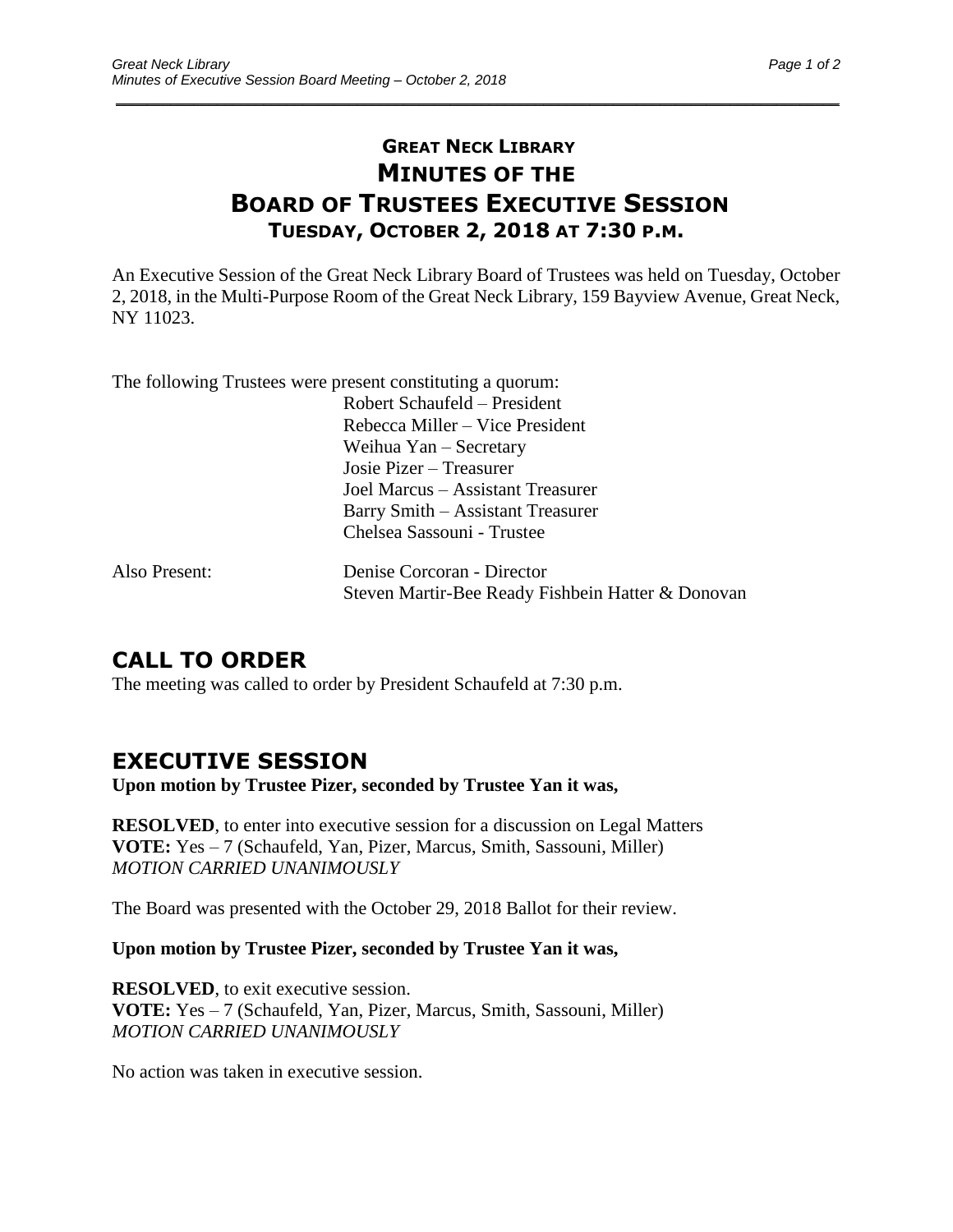# GREAT NECK LIBRARY
# MINUTES OF THE
# BOARD OF TRUSTEES EXECUTIVE SESSION
### TUESDAY, OCTOBER 2, 2018 AT 7:30 P.M.

An Executive Session of the Great Neck Library Board of Trustees was held on Tuesday, October 2, 2018, in the Multi-Purpose Room of the Great Neck Library, 159 Bayview Avenue, Great Neck, NY 11023.

The following Trustees were present constituting a quorum:

Robert Schaufeld – President
Rebecca Miller – Vice President
Weihua Yan – Secretary
Josie Pizer – Treasurer
Joel Marcus – Assistant Treasurer
Barry Smith – Assistant Treasurer
Chelsea Sassouni - Trustee

Also Present:

Denise Corcoran - Director
Steven Martir-Bee Ready Fishbein Hatter & Donovan

## CALL TO ORDER

The meeting was called to order by President Schaufeld at 7:30 p.m.

## EXECUTIVE SESSION

**Upon motion by Trustee Pizer, seconded by Trustee Yan it was,**

**RESOLVED**, to enter into executive session for a discussion on Legal Matters
**VOTE:** Yes – 7 (Schaufeld, Yan, Pizer, Marcus, Smith, Sassouni, Miller)
*MOTION CARRIED UNANIMOUSLY*

The Board was presented with the October 29, 2018 Ballot for their review.

**Upon motion by Trustee Pizer, seconded by Trustee Yan it was,**

**RESOLVED**, to exit executive session.
**VOTE:** Yes – 7 (Schaufeld, Yan, Pizer, Marcus, Smith, Sassouni, Miller)
*MOTION CARRIED UNANIMOUSLY*

No action was taken in executive session.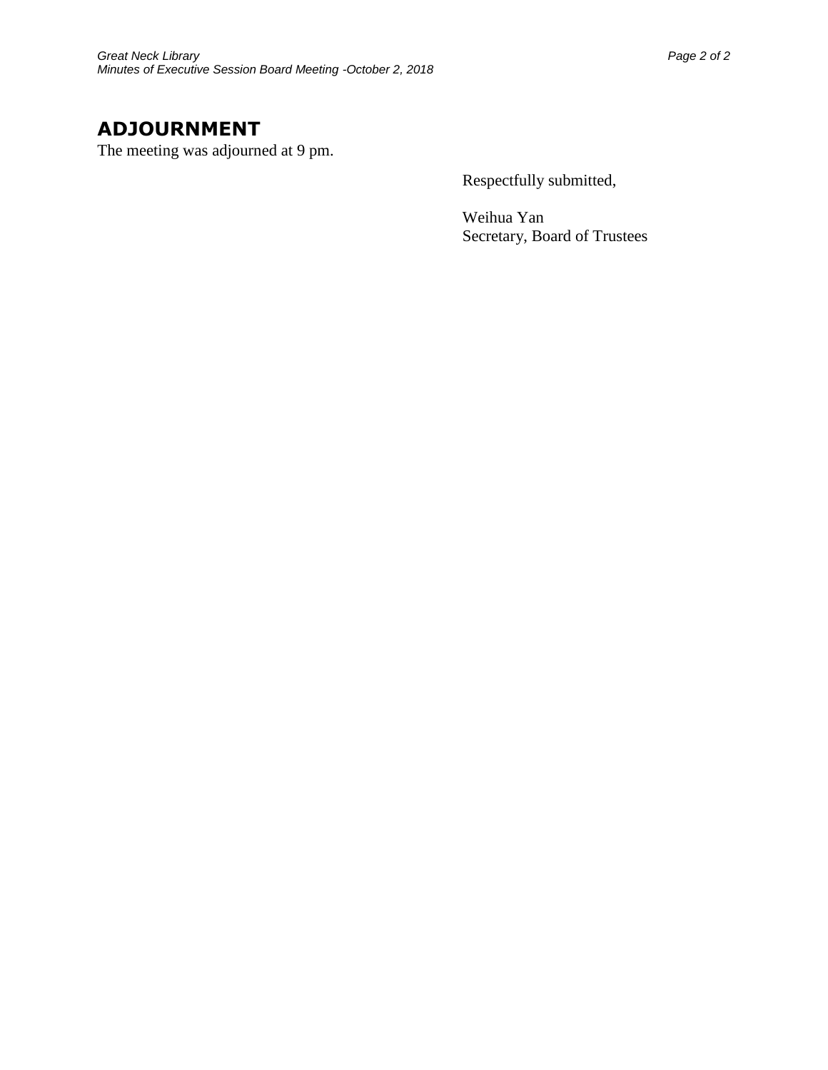## ADJOURNMENT

The meeting was adjourned at 9 pm.

Respectfully submitted,

Weihua Yan
Secretary, Board of Trustees